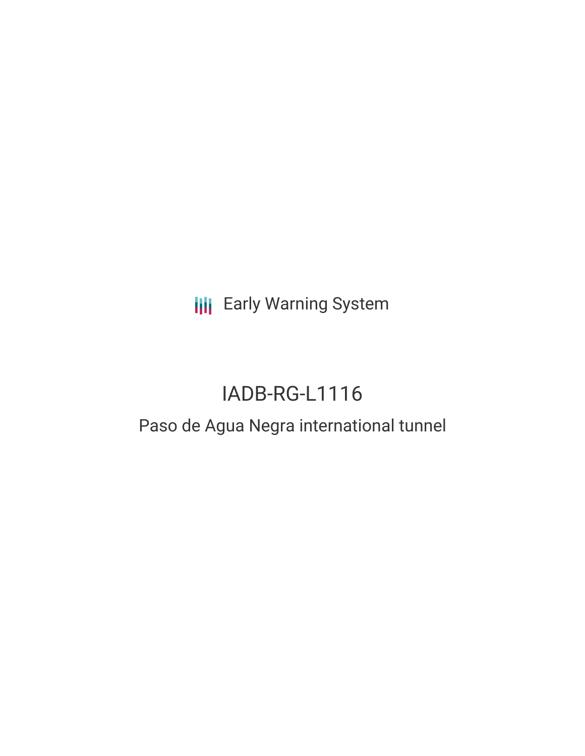Early Warning System

# IADB-RG-L1116

## Paso de Agua Negra international tunnel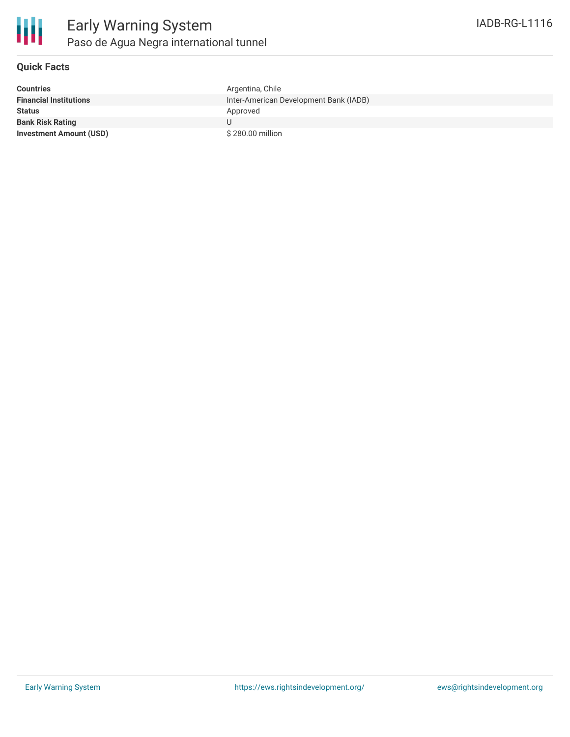## Quick Facts

| | |
|---|---|
| **Countries** | Argentina, Chile |
| **Financial Institutions** | Inter-American Development Bank (IADB) |
| **Status** | Approved |
| **Bank Risk Rating** | U |
| **Investment Amount (USD)** | $ 280.00 million |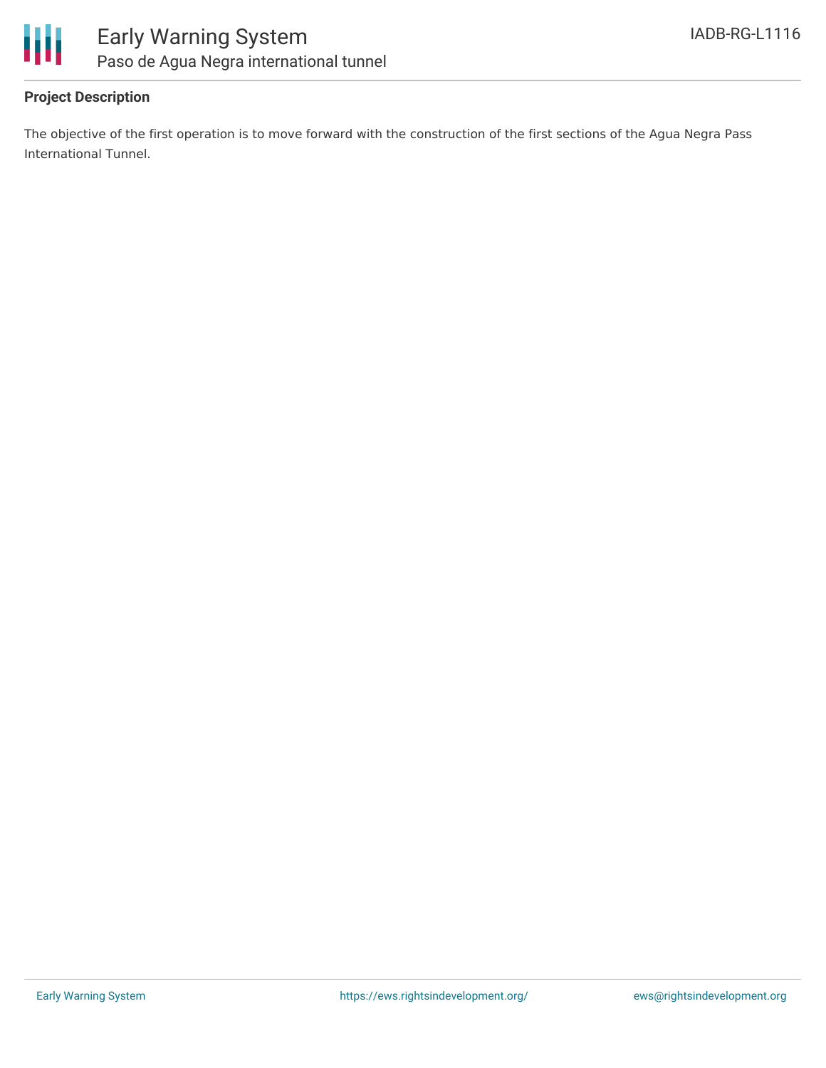**Project Description**

The objective of the first operation is to move forward with the construction of the first sections of the Agua Negra Pass International Tunnel.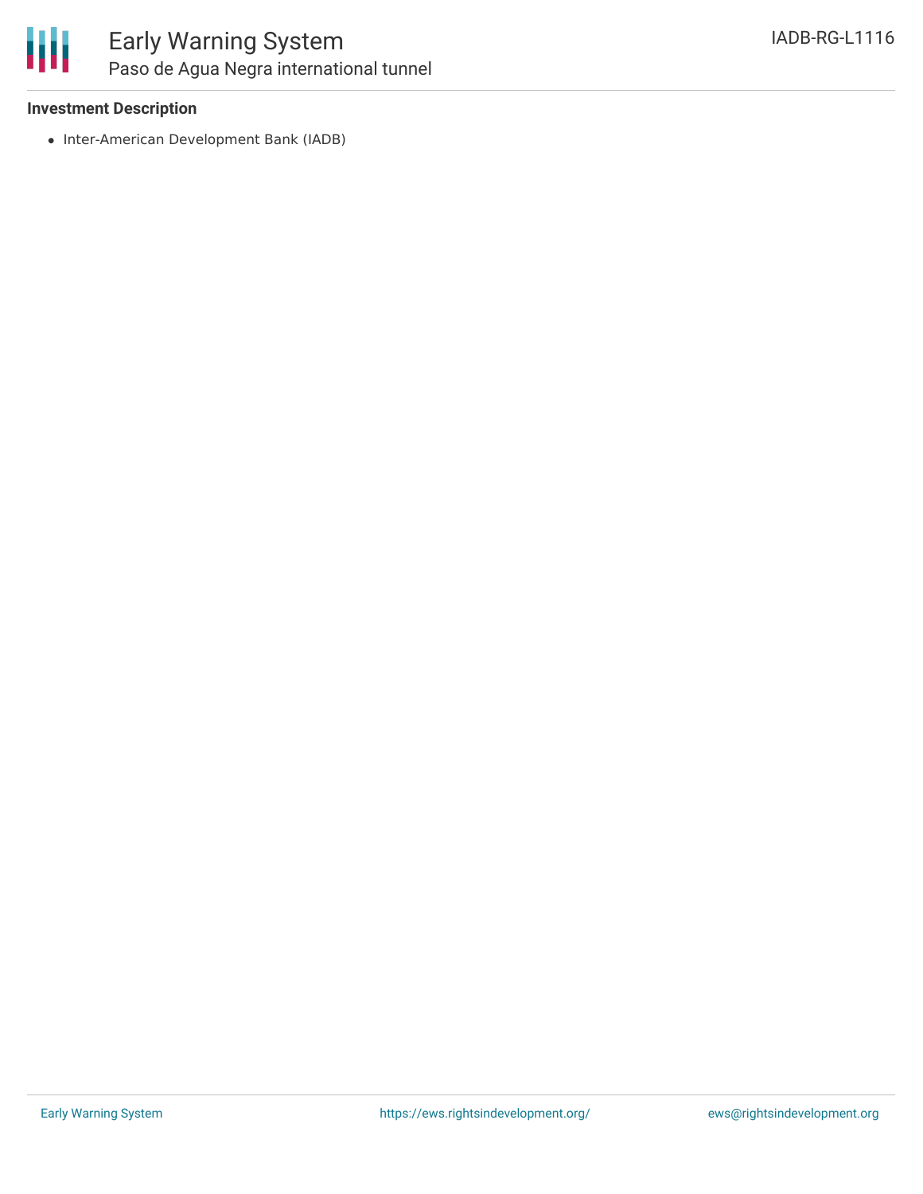**Investment Description**

- Inter-American Development Bank (IADB)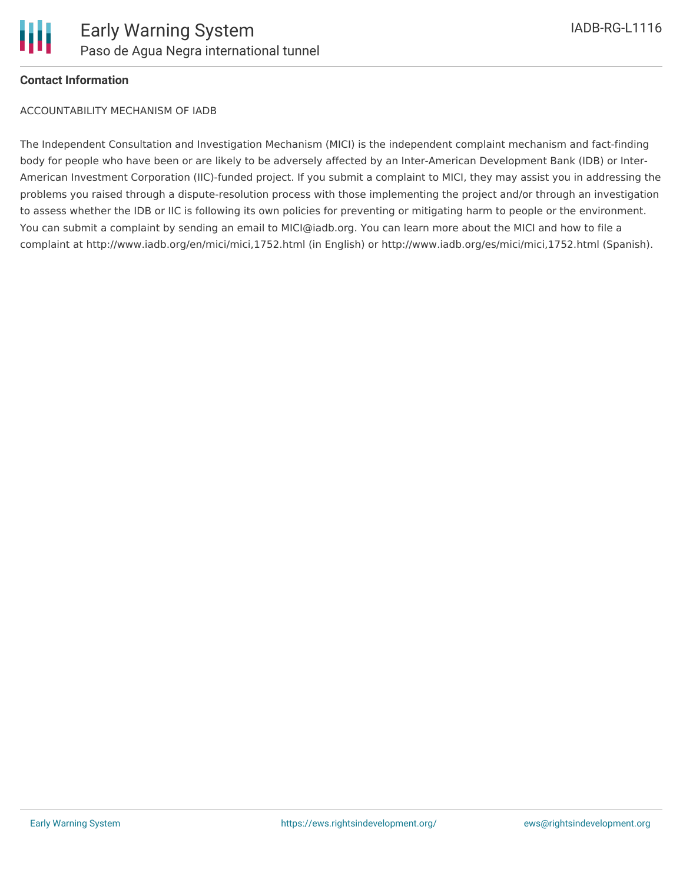**Contact Information**

ACCOUNTABILITY MECHANISM OF IADB

The Independent Consultation and Investigation Mechanism (MICI) is the independent complaint mechanism and fact-finding body for people who have been or are likely to be adversely affected by an Inter-American Development Bank (IDB) or Inter-American Investment Corporation (IIC)-funded project. If you submit a complaint to MICI, they may assist you in addressing the problems you raised through a dispute-resolution process with those implementing the project and/or through an investigation to assess whether the IDB or IIC is following its own policies for preventing or mitigating harm to people or the environment. You can submit a complaint by sending an email to MICI@iadb.org. You can learn more about the MICI and how to file a complaint at http://www.iadb.org/en/mici/mici,1752.html (in English) or http://www.iadb.org/es/mici/mici,1752.html (Spanish).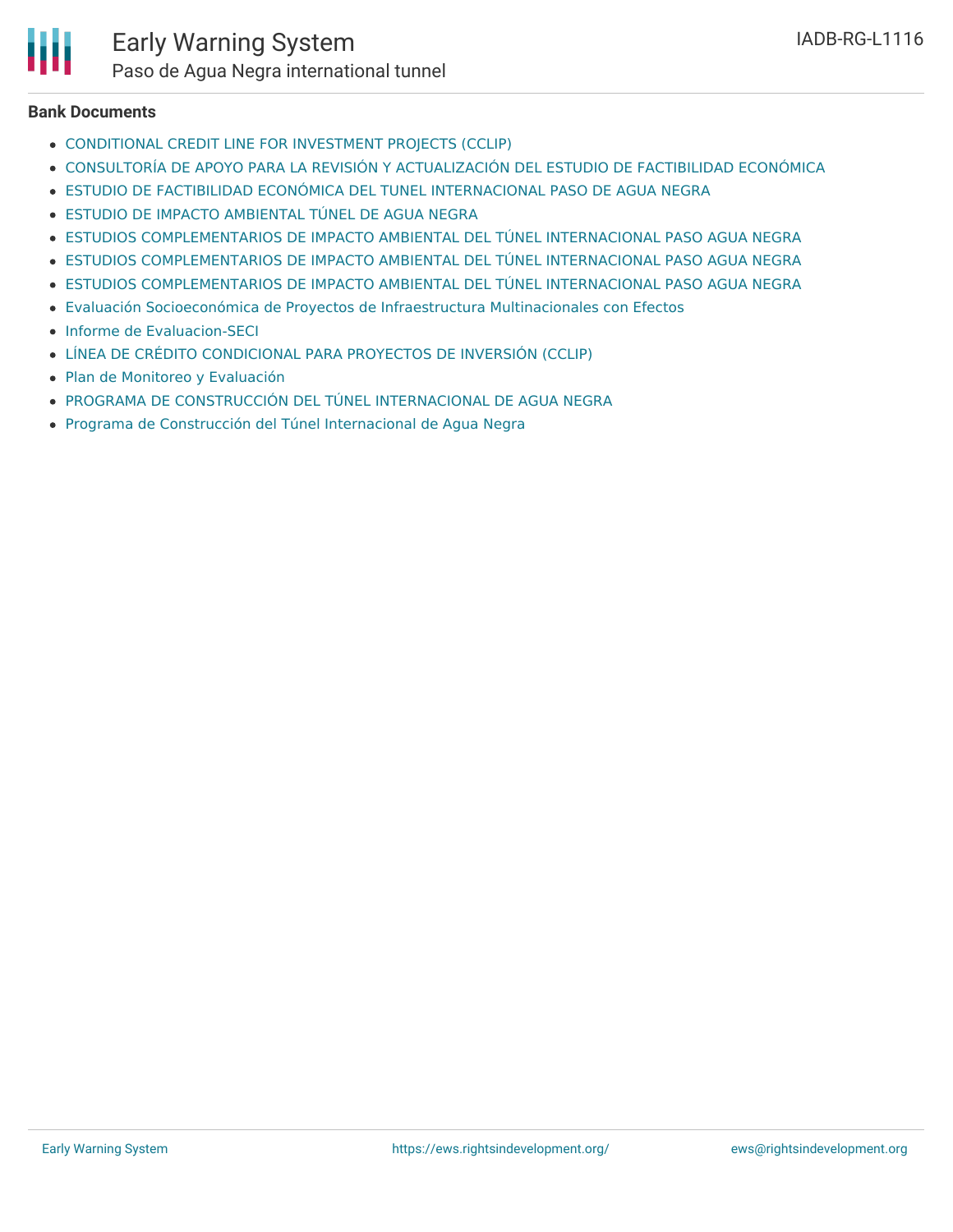**Bank Documents**

- CONDITIONAL CREDIT LINE FOR INVESTMENT PROJECTS (CCLIP)
- CONSULTORÍA DE APOYO PARA LA REVISIÓN Y ACTUALIZACIÓN DEL ESTUDIO DE FACTIBILIDAD ECONÓMICA
- ESTUDIO DE FACTIBILIDAD ECONÓMICA DEL TUNEL INTERNACIONAL PASO DE AGUA NEGRA
- ESTUDIO DE IMPACTO AMBIENTAL TÚNEL DE AGUA NEGRA
- ESTUDIOS COMPLEMENTARIOS DE IMPACTO AMBIENTAL DEL TÚNEL INTERNACIONAL PASO AGUA NEGRA
- ESTUDIOS COMPLEMENTARIOS DE IMPACTO AMBIENTAL DEL TÚNEL INTERNACIONAL PASO AGUA NEGRA
- ESTUDIOS COMPLEMENTARIOS DE IMPACTO AMBIENTAL DEL TÚNEL INTERNACIONAL PASO AGUA NEGRA
- Evaluación Socioeconómica de Proyectos de Infraestructura Multinacionales con Efectos
- Informe de Evaluacion-SECI
- LÍNEA DE CRÉDITO CONDICIONAL PARA PROYECTOS DE INVERSIÓN (CCLIP)
- Plan de Monitoreo y Evaluación
- PROGRAMA DE CONSTRUCCIÓN DEL TÚNEL INTERNACIONAL DE AGUA NEGRA
- Programa de Construcción del Túnel Internacional de Agua Negra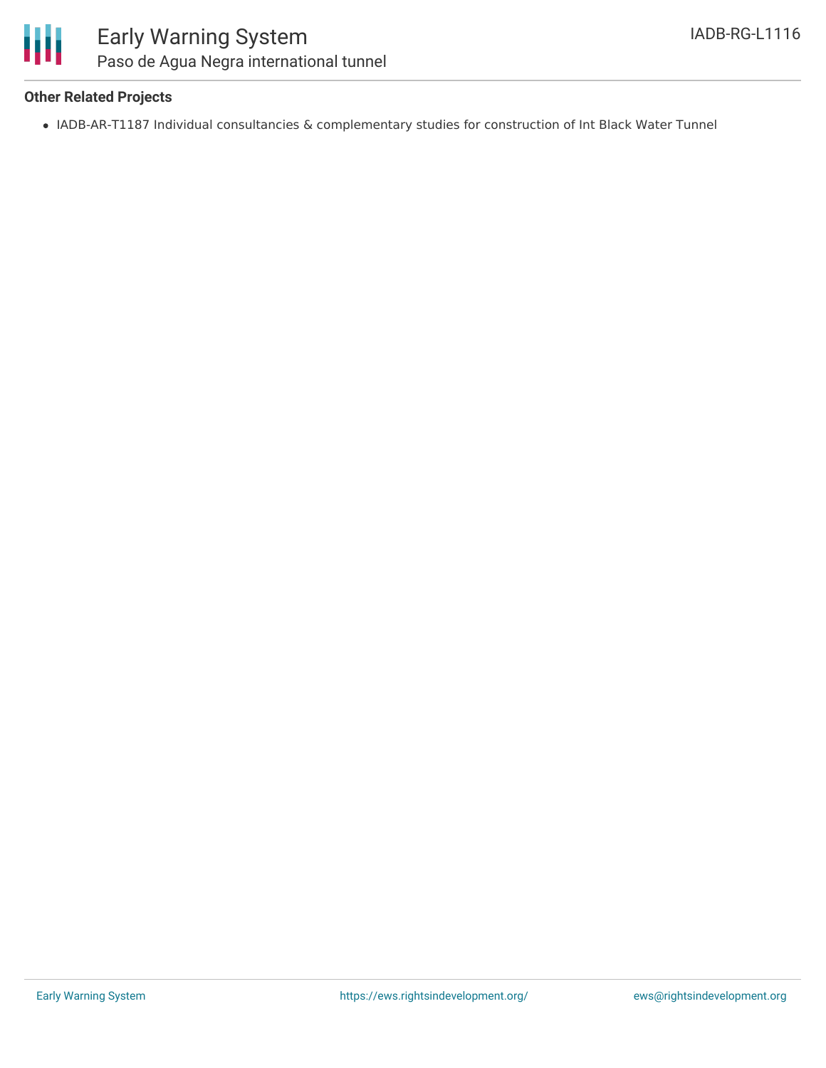**Other Related Projects**

- IADB-AR-T1187 Individual consultancies & complementary studies for construction of Int Black Water Tunnel